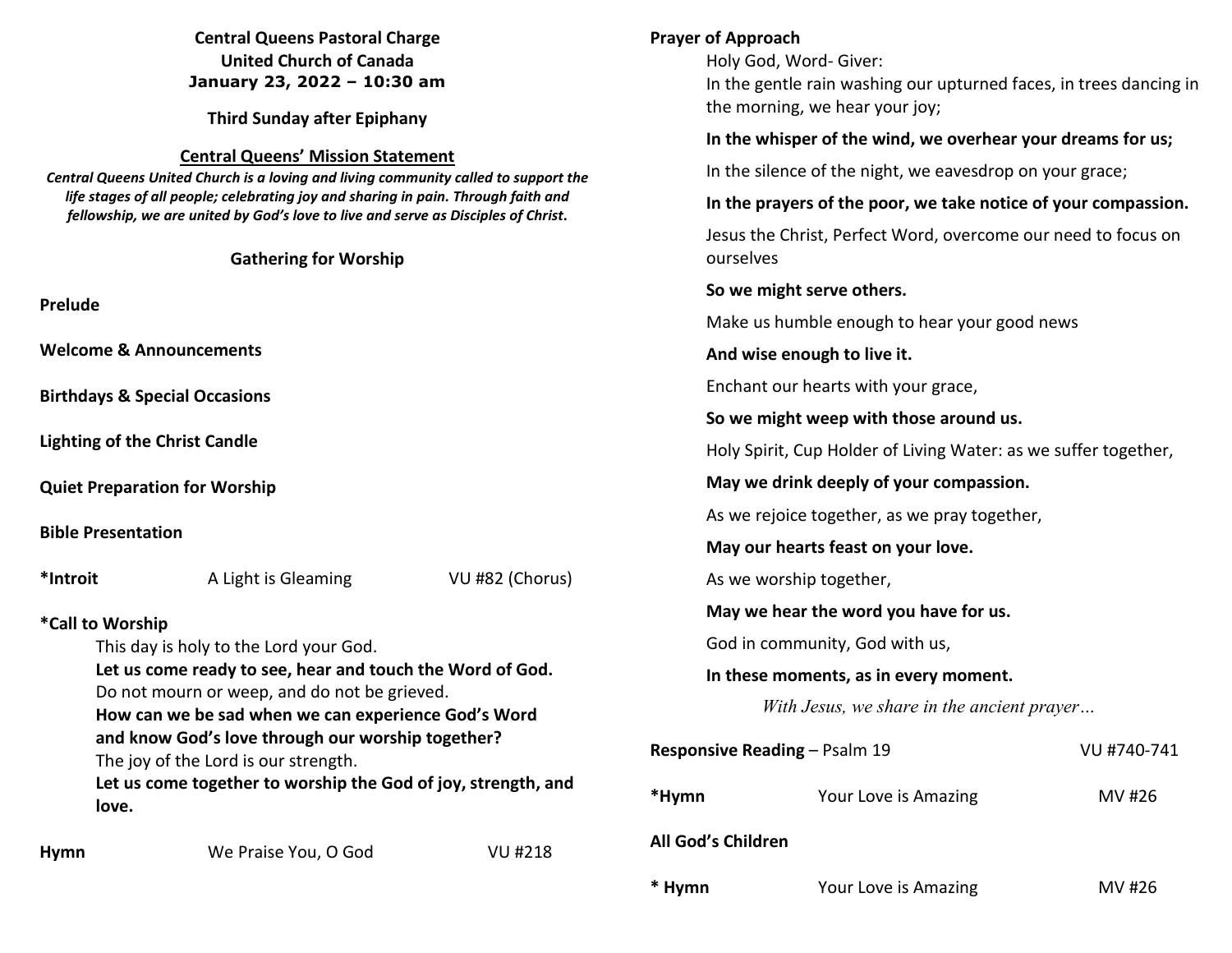**Central Queens Pastoral Charge**
**United Church of Canada**
**January 23, 2022 – 10:30 am**

**Third Sunday after Epiphany**

## Central Queens' Mission Statement

***Central Queens United Church is a loving and living community called to support the life stages of all people; celebrating joy and sharing in pain. Through faith and fellowship, we are united by God's love to live and serve as Disciples of Christ.***

## Gathering for Worship

**Prelude**

**Welcome & Announcements**

**Birthdays & Special Occasions**

**Lighting of the Christ Candle**

**Quiet Preparation for Worship**

**Bible Presentation**

**\*Introit** A Light is Gleaming VU #82 (Chorus)

**\*Call to Worship**

This day is holy to the Lord your God.
**Let us come ready to see, hear and touch the Word of God.**
Do not mourn or weep, and do not be grieved.
**How can we be sad when we can experience God's Word and know God's love through our worship together?**
The joy of the Lord is our strength.
**Let us come together to worship the God of joy, strength, and love.**

**Hymn** We Praise You, O God VU #218

**Prayer of Approach**

Holy God, Word- Giver:
In the gentle rain washing our upturned faces, in trees dancing in the morning, we hear your joy;

**In the whisper of the wind, we overhear your dreams for us;**

In the silence of the night, we eavesdrop on your grace;

**In the prayers of the poor, we take notice of your compassion.**

Jesus the Christ, Perfect Word, overcome our need to focus on ourselves

**So we might serve others.**

Make us humble enough to hear your good news

**And wise enough to live it.**

Enchant our hearts with your grace,

**So we might weep with those around us.**

Holy Spirit, Cup Holder of Living Water: as we suffer together,

**May we drink deeply of your compassion.**

As we rejoice together, as we pray together,

**May our hearts feast on your love.**

As we worship together,

**May we hear the word you have for us.**

God in community, God with us,

**In these moments, as in every moment.**

*With Jesus, we share in the ancient prayer…*

**Responsive Reading** – Psalm 19 VU #740-741

**\*Hymn** Your Love is Amazing MV #26

**All God's Children**

**\* Hymn** Your Love is Amazing MV #26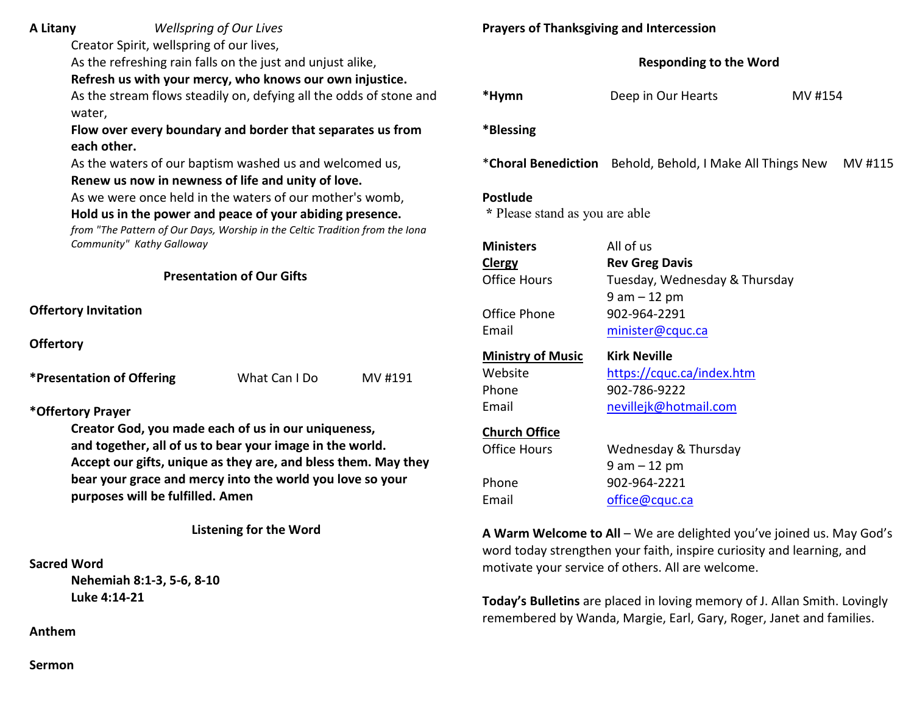**A Litany** *Wellspring of Our Lives*

Creator Spirit, wellspring of our lives,
As the refreshing rain falls on the just and unjust alike,
**Refresh us with your mercy, who knows our own injustice.**
As the stream flows steadily on, defying all the odds of stone and water,
**Flow over every boundary and border that separates us from each other.**
As the waters of our baptism washed us and welcomed us,
**Renew us now in newness of life and unity of love.**
As we were once held in the waters of our mother's womb,
**Hold us in the power and peace of your abiding presence.**
*from "The Pattern of Our Days, Worship in the Celtic Tradition from the Iona Community" Kathy Galloway*

**Presentation of Our Gifts**

**Offertory Invitation**

**Offertory**

**\*Presentation of Offering** What Can I Do MV #191

**\*Offertory Prayer**

**Creator God, you made each of us in our uniqueness, and together, all of us to bear your image in the world. Accept our gifts, unique as they are, and bless them. May they bear your grace and mercy into the world you love so your purposes will be fulfilled. Amen**

**Listening for the Word**

**Sacred Word**

**Nehemiah 8:1-3, 5-6, 8-10**
**Luke 4:14-21**

**Anthem**

**Sermon**

**Prayers of Thanksgiving and Intercession**

**Responding to the Word**

**\*Hymn** Deep in Our Hearts MV #154

**\*Blessing**

\***Choral Benediction** Behold, Behold, I Make All Things New MV #115

**Postlude**

\* Please stand as you are able

| | |
|---|---|
| **Ministers** | All of us |
| **Clergy** | **Rev Greg Davis** |
| Office Hours | Tuesday, Wednesday & Thursday<br>9 am – 12 pm |
| Office Phone | 902-964-2291 |
| Email | minister@cquc.ca |
| **Ministry of Music** | **Kirk Neville** |
| Website | https://cquc.ca/index.htm |
| Phone | 902-786-9222 |
| Email | nevillejk@hotmail.com |
| **Church Office** | |
| Office Hours | Wednesday & Thursday<br>9 am – 12 pm |
| Phone | 902-964-2221 |
| Email | office@cquc.ca |

**A Warm Welcome to All** – We are delighted you've joined us. May God's word today strengthen your faith, inspire curiosity and learning, and motivate your service of others. All are welcome.

**Today's Bulletins** are placed in loving memory of J. Allan Smith. Lovingly remembered by Wanda, Margie, Earl, Gary, Roger, Janet and families.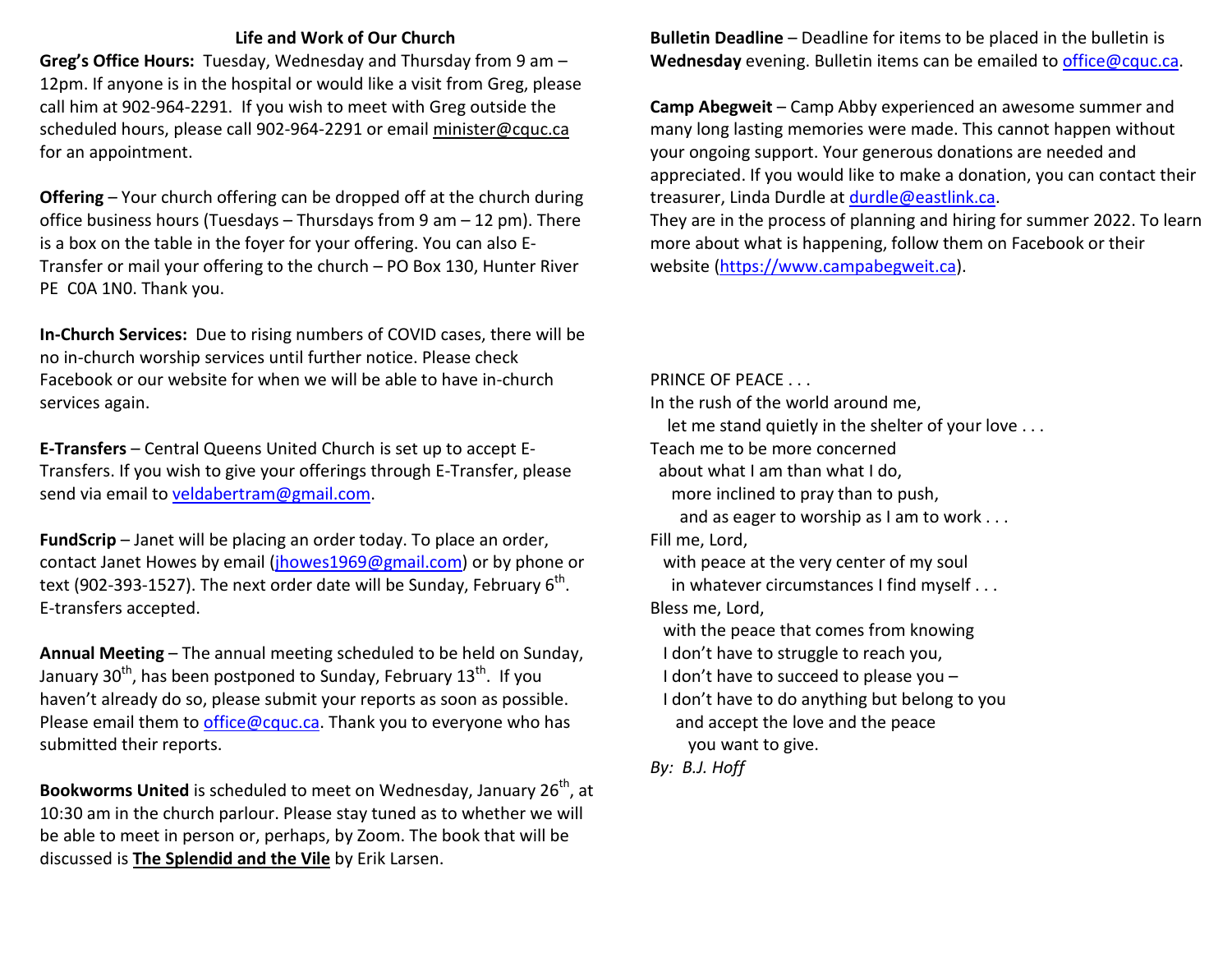## Life and Work of Our Church

**Greg's Office Hours:** Tuesday, Wednesday and Thursday from 9 am – 12pm. If anyone is in the hospital or would like a visit from Greg, please call him at 902-964-2291. If you wish to meet with Greg outside the scheduled hours, please call 902-964-2291 or email minister@cquc.ca for an appointment.

**Offering** – Your church offering can be dropped off at the church during office business hours (Tuesdays – Thursdays from 9 am – 12 pm). There is a box on the table in the foyer for your offering. You can also E-Transfer or mail your offering to the church – PO Box 130, Hunter River PE C0A 1N0. Thank you.

**In-Church Services:** Due to rising numbers of COVID cases, there will be no in-church worship services until further notice. Please check Facebook or our website for when we will be able to have in-church services again.

**E-Transfers** – Central Queens United Church is set up to accept E-Transfers. If you wish to give your offerings through E-Transfer, please send via email to veldabertram@gmail.com.

**FundScrip** – Janet will be placing an order today. To place an order, contact Janet Howes by email (jhowes1969@gmail.com) or by phone or text (902-393-1527). The next order date will be Sunday, February 6th. E-transfers accepted.

**Annual Meeting** – The annual meeting scheduled to be held on Sunday, January 30th, has been postponed to Sunday, February 13th. If you haven't already do so, please submit your reports as soon as possible. Please email them to office@cquc.ca. Thank you to everyone who has submitted their reports.

**Bookworms United** is scheduled to meet on Wednesday, January 26th, at 10:30 am in the church parlour. Please stay tuned as to whether we will be able to meet in person or, perhaps, by Zoom. The book that will be discussed is **The Splendid and the Vile** by Erik Larsen.

**Bulletin Deadline** – Deadline for items to be placed in the bulletin is **Wednesday** evening. Bulletin items can be emailed to office@cquc.ca.

**Camp Abegweit** – Camp Abby experienced an awesome summer and many long lasting memories were made. This cannot happen without your ongoing support. Your generous donations are needed and appreciated. If you would like to make a donation, you can contact their treasurer, Linda Durdle at durdle@eastlink.ca.
They are in the process of planning and hiring for summer 2022. To learn more about what is happening, follow them on Facebook or their website (https://www.campabegweit.ca).

PRINCE OF PEACE . . .
In the rush of the world around me,
let me stand quietly in the shelter of your love . . .
Teach me to be more concerned
about what I am than what I do,
more inclined to pray than to push,
and as eager to worship as I am to work . . .
Fill me, Lord,
with peace at the very center of my soul
in whatever circumstances I find myself . . .
Bless me, Lord,
with the peace that comes from knowing
I don't have to struggle to reach you,
I don't have to succeed to please you –
I don't have to do anything but belong to you
and accept the love and the peace
you want to give.
*By: B.J. Hoff*